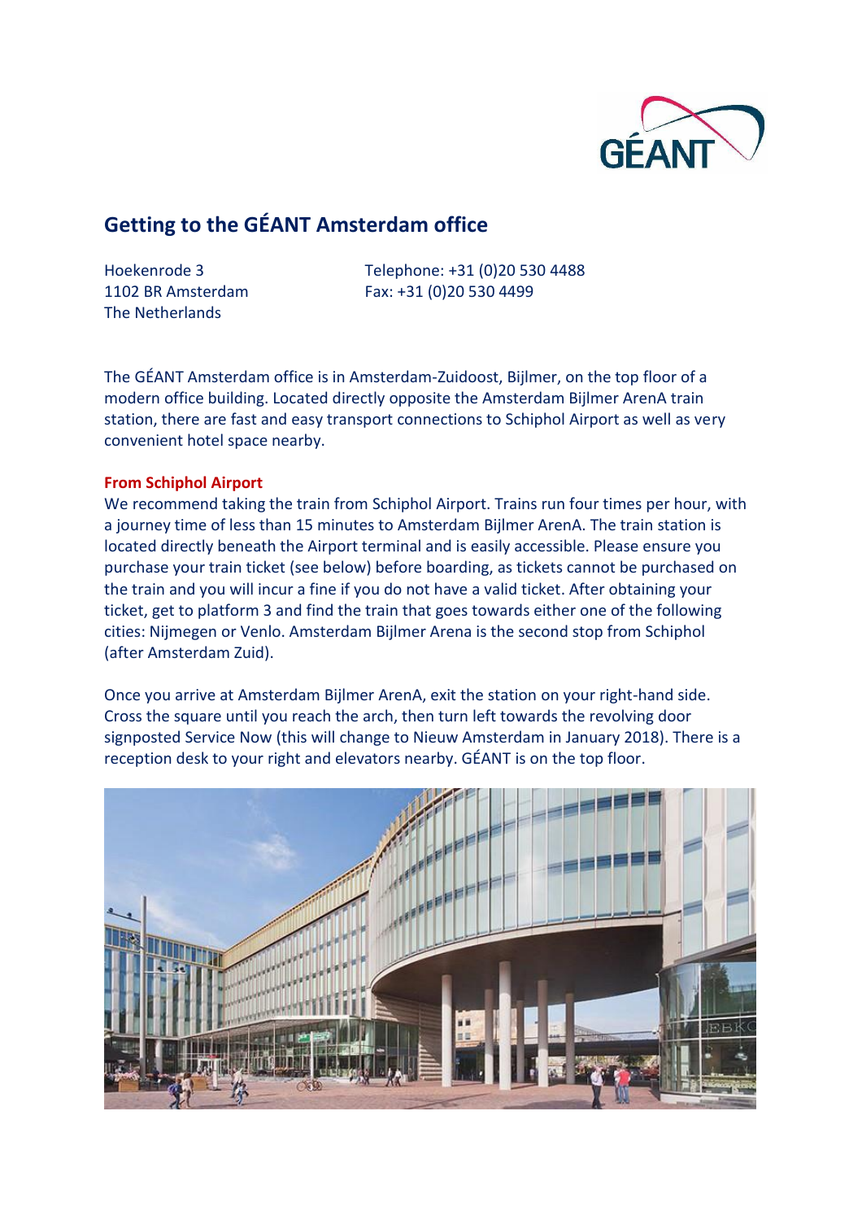# Getting to the GÉANT Amsterdam office

Hoekenrode 3
1102 BR Amsterdam
The Netherlands

Telephone: +31 (0)20 530 4488
Fax: +31 (0)20 530 4499

The GÉANT Amsterdam office is in Amsterdam-Zuidoost, Bijlmer, on the top floor of a modern office building. Located directly opposite the Amsterdam Bijlmer ArenA train station, there are fast and easy transport connections to Schiphol Airport as well as very convenient hotel space nearby.

## From Schiphol Airport

We recommend taking the train from Schiphol Airport. Trains run four times per hour, with a journey time of less than 15 minutes to Amsterdam Bijlmer ArenA. The train station is located directly beneath the Airport terminal and is easily accessible. Please ensure you purchase your train ticket (see below) before boarding, as tickets cannot be purchased on the train and you will incur a fine if you do not have a valid ticket. After obtaining your ticket, get to platform 3 and find the train that goes towards either one of the following cities: Nijmegen or Venlo. Amsterdam Bijlmer Arena is the second stop from Schiphol (after Amsterdam Zuid).

Once you arrive at Amsterdam Bijlmer ArenA, exit the station on your right-hand side. Cross the square until you reach the arch, then turn left towards the revolving door signposted Service Now (this will change to Nieuw Amsterdam in January 2018). There is a reception desk to your right and elevators nearby. GÉANT is on the top floor.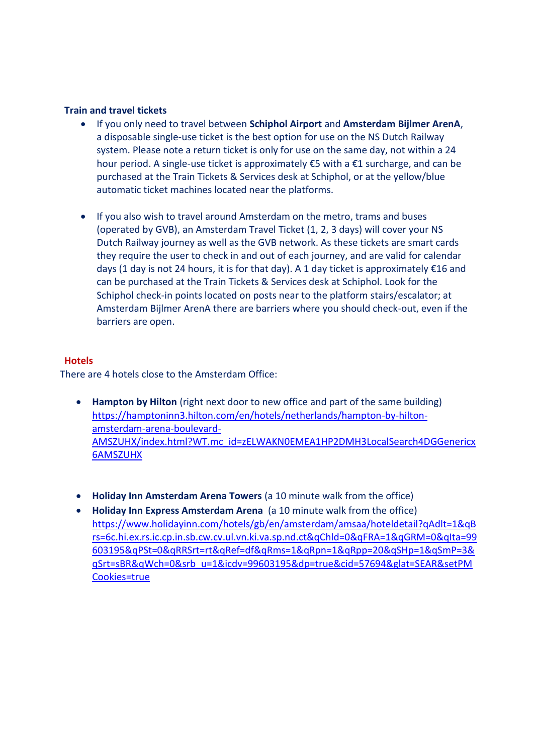**Train and travel tickets**

- If you only need to travel between **Schiphol Airport** and **Amsterdam Bijlmer ArenA**, a disposable single-use ticket is the best option for use on the NS Dutch Railway system. Please note a return ticket is only for use on the same day, not within a 24 hour period. A single-use ticket is approximately €5 with a €1 surcharge, and can be purchased at the Train Tickets & Services desk at Schiphol, or at the yellow/blue automatic ticket machines located near the platforms.

- If you also wish to travel around Amsterdam on the metro, trams and buses (operated by GVB), an Amsterdam Travel Ticket (1, 2, 3 days) will cover your NS Dutch Railway journey as well as the GVB network. As these tickets are smart cards they require the user to check in and out of each journey, and are valid for calendar days (1 day is not 24 hours, it is for that day). A 1 day ticket is approximately €16 and can be purchased at the Train Tickets & Services desk at Schiphol. Look for the Schiphol check-in points located on posts near to the platform stairs/escalator; at Amsterdam Bijlmer ArenA there are barriers where you should check-out, even if the barriers are open.

**Hotels**

There are 4 hotels close to the Amsterdam Office:

- **Hampton by Hilton** (right next door to new office and part of the same building) https://hamptoninn3.hilton.com/en/hotels/netherlands/hampton-by-hilton-amsterdam-arena-boulevard-AMSZUHX/index.html?WT.mc_id=zELWAKN0EMEA1HP2DMH3LocalSearch4DGGenericx6AMSZUHX

- **Holiday Inn Amsterdam Arena Towers** (a 10 minute walk from the office)
- **Holiday Inn Express Amsterdam Arena** (a 10 minute walk from the office) https://www.holidayinn.com/hotels/gb/en/amsterdam/amsaa/hoteldetail?qAdlt=1&qBrs=6c.hi.ex.rs.ic.cp.in.sb.cw.cv.ul.vn.ki.va.sp.nd.ct&qChld=0&qFRA=1&qGRM=0&qIta=99603195&qPSt=0&qRRSrt=rt&qRef=df&qRms=1&qRpn=1&qRpp=20&qSHp=1&qSmP=3&qSrt=sBR&qWch=0&srb_u=1&icdv=99603195&dp=true&cid=57694&glat=SEAR&setPMCookies=true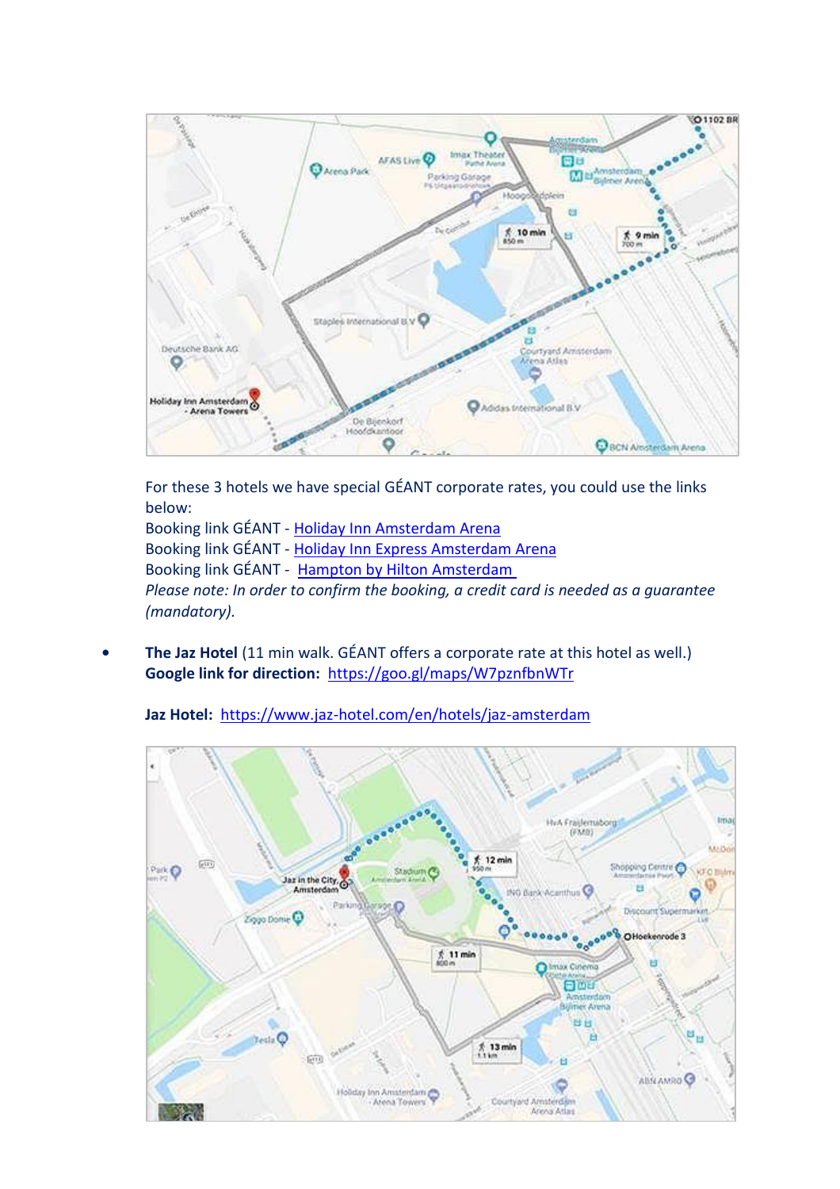For these 3 hotels we have special GÉANT corporate rates, you could use the links below:

Booking link GÉANT - Holiday Inn Amsterdam Arena

Booking link GÉANT - Holiday Inn Express Amsterdam Arena

Booking link GÉANT - Hampton by Hilton Amsterdam

*Please note: In order to confirm the booking, a credit card is needed as a guarantee (mandatory).*

- **The Jaz Hotel** (11 min walk. GÉANT offers a corporate rate at this hotel as well.)
  **Google link for direction:** https://goo.gl/maps/W7pznfbnWTr

  **Jaz Hotel:** https://www.jaz-hotel.com/en/hotels/jaz-amsterdam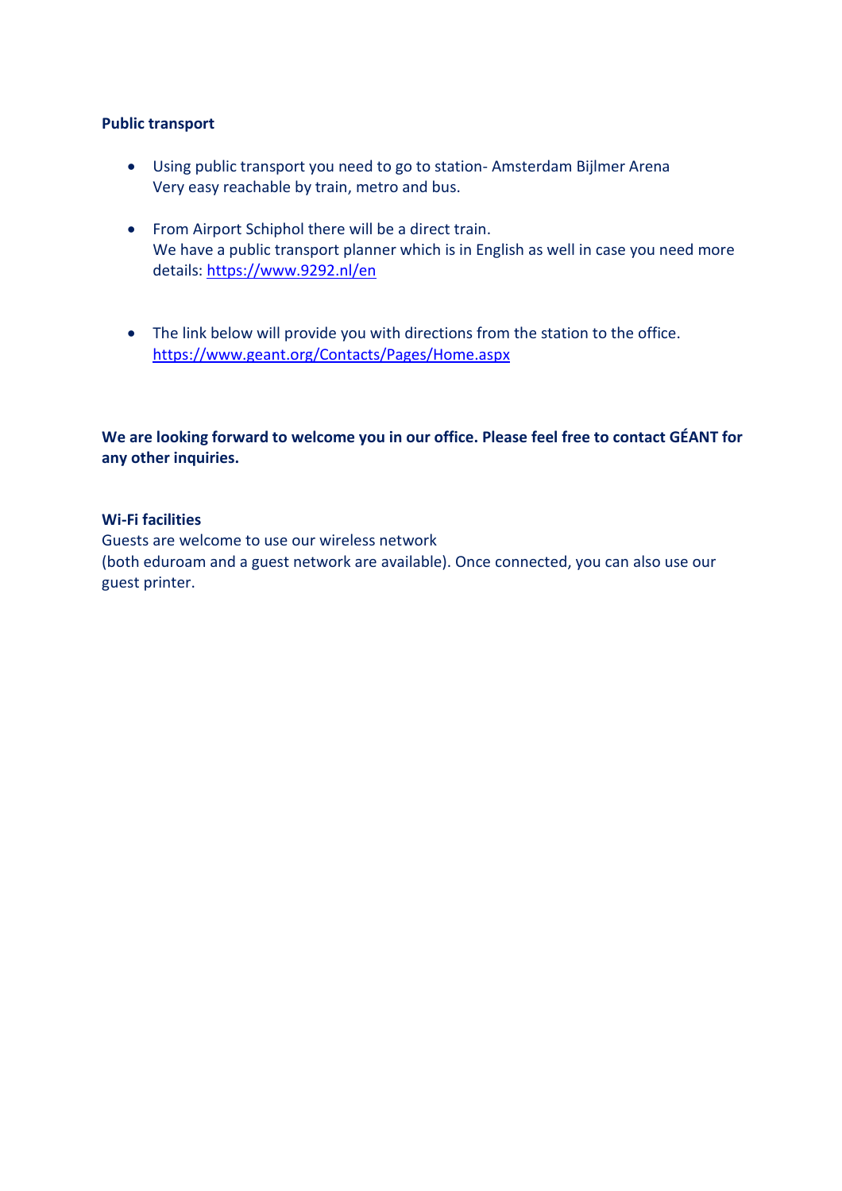**Public transport**

- Using public transport you need to go to station- Amsterdam Bijlmer Arena
  Very easy reachable by train, metro and bus.

- From Airport Schiphol there will be a direct train.
  We have a public transport planner which is in English as well in case you need more details: https://www.9292.nl/en

- The link below will provide you with directions from the station to the office.
  https://www.geant.org/Contacts/Pages/Home.aspx

**We are looking forward to welcome you in our office. Please feel free to contact GÉANT for any other inquiries.**

**Wi-Fi facilities**

Guests are welcome to use our wireless network
(both eduroam and a guest network are available). Once connected, you can also use our guest printer.